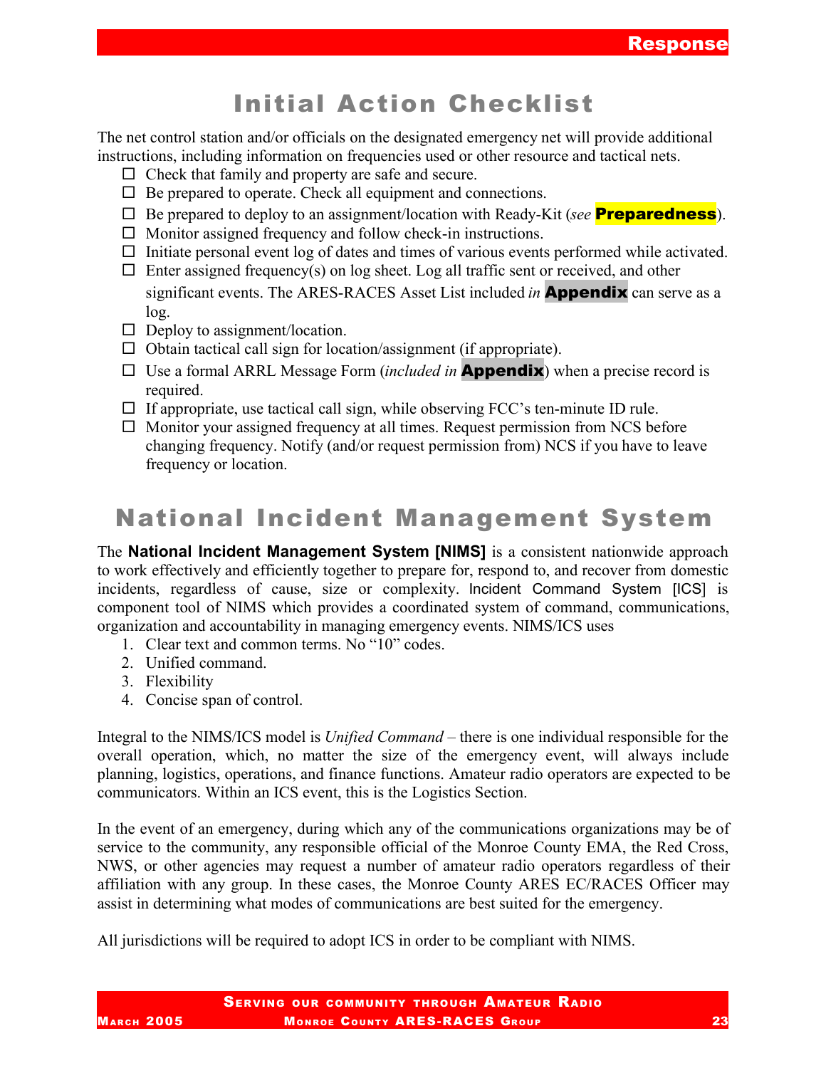# Initial Action Checklist

The net control station and/or officials on the designated emergency net will provide additional instructions, including information on frequencies used or other resource and tactical nets.

- ☐ Check that family and property are safe and secure.
- ☐ Be prepared to operate. Check all equipment and connections.
- ☐ Be prepared to deploy to an assignment/location with Ready-Kit (*see* **Preparedness**).
- ☐ Monitor assigned frequency and follow check-in instructions.
- ☐ Initiate personal event log of dates and times of various events performed while activated.
- ☐ Enter assigned frequency(s) on log sheet. Log all traffic sent or received, and other significant events. The ARES-RACES Asset List included *in* **Appendix** can serve as a log.
- ☐ Deploy to assignment/location.
- ☐ Obtain tactical call sign for location/assignment (if appropriate).
- ☐ Use a formal ARRL Message Form (*included in* **Appendix**) when a precise record is required.
- ☐ If appropriate, use tactical call sign, while observing FCC's ten-minute ID rule.
- ☐ Monitor your assigned frequency at all times. Request permission from NCS before changing frequency. Notify (and/or request permission from) NCS if you have to leave frequency or location.

# National Incident Management System

The **National Incident Management System [NIMS]** is a consistent nationwide approach to work effectively and efficiently together to prepare for, respond to, and recover from domestic incidents, regardless of cause, size or complexity. Incident Command System [ICS] is component tool of NIMS which provides a coordinated system of command, communications, organization and accountability in managing emergency events. NIMS/ICS uses

1. Clear text and common terms. No "10" codes.
2. Unified command.
3. Flexibility
4. Concise span of control.

Integral to the NIMS/ICS model is *Unified Command* – there is one individual responsible for the overall operation, which, no matter the size of the emergency event, will always include planning, logistics, operations, and finance functions. Amateur radio operators are expected to be communicators. Within an ICS event, this is the Logistics Section.

In the event of an emergency, during which any of the communications organizations may be of service to the community, any responsible official of the Monroe County EMA, the Red Cross, NWS, or other agencies may request a number of amateur radio operators regardless of their affiliation with any group. In these cases, the Monroe County ARES EC/RACES Officer may assist in determining what modes of communications are best suited for the emergency.

All jurisdictions will be required to adopt ICS in order to be compliant with NIMS.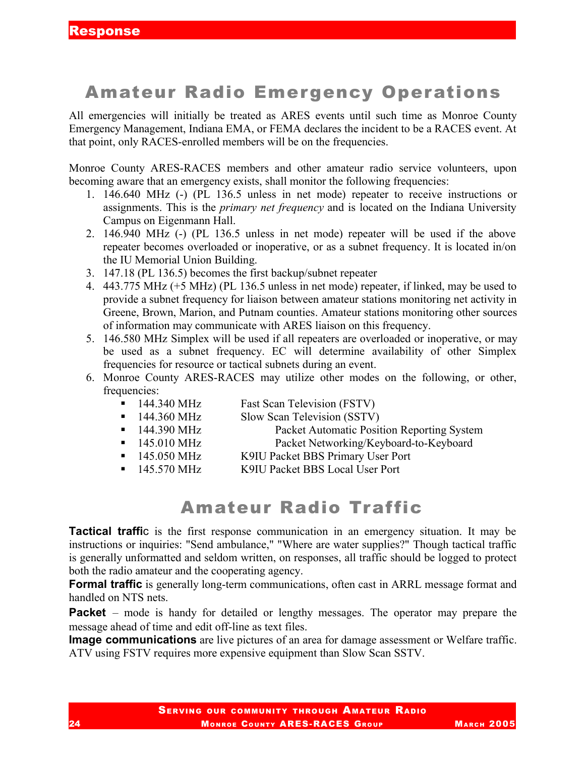# Amateur Radio Emergency Operations

All emergencies will initially be treated as ARES events until such time as Monroe County Emergency Management, Indiana EMA, or FEMA declares the incident to be a RACES event. At that point, only RACES-enrolled members will be on the frequencies.

Monroe County ARES-RACES members and other amateur radio service volunteers, upon becoming aware that an emergency exists, shall monitor the following frequencies:

1. 146.640 MHz (-) (PL 136.5 unless in net mode) repeater to receive instructions or assignments. This is the *primary net frequency* and is located on the Indiana University Campus on Eigenmann Hall.
2. 146.940 MHz (-) (PL 136.5 unless in net mode) repeater will be used if the above repeater becomes overloaded or inoperative, or as a subnet frequency. It is located in/on the IU Memorial Union Building.
3. 147.18 (PL 136.5) becomes the first backup/subnet repeater
4. 443.775 MHz (+5 MHz) (PL 136.5 unless in net mode) repeater, if linked, may be used to provide a subnet frequency for liaison between amateur stations monitoring net activity in Greene, Brown, Marion, and Putnam counties. Amateur stations monitoring other sources of information may communicate with ARES liaison on this frequency.
5. 146.580 MHz Simplex will be used if all repeaters are overloaded or inoperative, or may be used as a subnet frequency. EC will determine availability of other Simplex frequencies for resource or tactical subnets during an event.
6. Monroe County ARES-RACES may utilize other modes on the following, or other, frequencies:
   - 144.340 MHz Fast Scan Television (FSTV)
   - 144.360 MHz Slow Scan Television (SSTV)
   - 144.390 MHz Packet Automatic Position Reporting System
   - 145.010 MHz Packet Networking/Keyboard-to-Keyboard
   - 145.050 MHz K9IU Packet BBS Primary User Port
   - 145.570 MHz K9IU Packet BBS Local User Port

# Amateur Radio Traffic

**Tactical traffic** is the first response communication in an emergency situation. It may be instructions or inquiries: "Send ambulance," "Where are water supplies?" Though tactical traffic is generally unformatted and seldom written, on responses, all traffic should be logged to protect both the radio amateur and the cooperating agency.

**Formal traffic** is generally long-term communications, often cast in ARRL message format and handled on NTS nets.

**Packet** – mode is handy for detailed or lengthy messages. The operator may prepare the message ahead of time and edit off-line as text files.

**Image communications** are live pictures of an area for damage assessment or Welfare traffic. ATV using FSTV requires more expensive equipment than Slow Scan SSTV.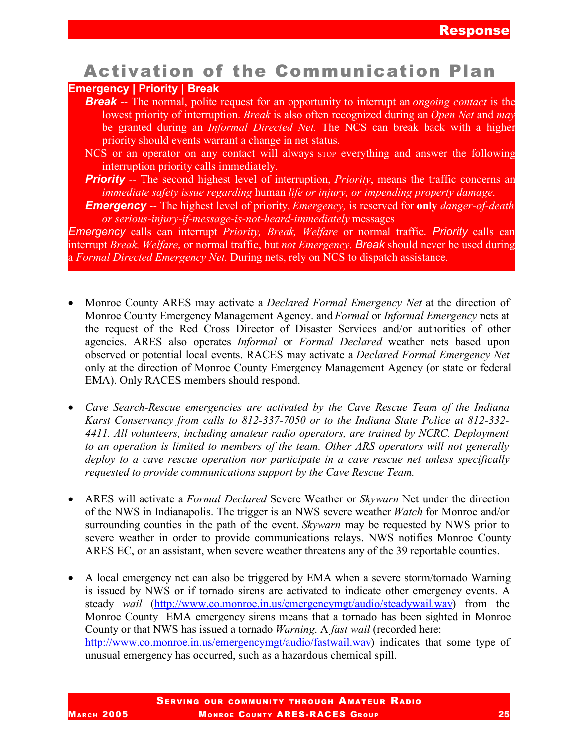# Activation of the Communication Plan

**Emergency | Priority | Break**

***Break*** -- The normal, polite request for an opportunity to interrupt an *ongoing contact* is the lowest priority of interruption. *Break* is also often recognized during an *Open Net* and *may* be granted during an *Informal Directed Net.* The NCS can break back with a higher priority should events warrant a change in net status.

NCS or an operator on any contact will always STOP everything and answer the following interruption priority calls immediately.

***Priority*** -- The second highest level of interruption, *Priority*, means the traffic concerns an *immediate safety issue regarding* human *life or injury, or impending property damage.*

***Emergency*** -- The highest level of priority, *Emergency,* is reserved for **only** *danger-of-death or serious-injury-if-message-is-not-heard-immediately* messages

*Emergency* calls can interrupt *Priority, Break, Welfare* or normal traffic. *Priority* calls can interrupt *Break, Welfare*, or normal traffic, but *not Emergency*. *Break* should never be used during a *Formal Directed Emergency Net*. During nets, rely on NCS to dispatch assistance.

- Monroe County ARES may activate a *Declared Formal Emergency Net* at the direction of Monroe County Emergency Management Agency. and *Formal* or *Informal Emergency* nets at the request of the Red Cross Director of Disaster Services and/or authorities of other agencies. ARES also operates *Informal* or *Formal Declared* weather nets based upon observed or potential local events. RACES may activate a *Declared Formal Emergency Net* only at the direction of Monroe County Emergency Management Agency (or state or federal EMA). Only RACES members should respond.

- *Cave Search-Rescue emergencies are activated by the Cave Rescue Team of the Indiana Karst Conservancy from calls to 812-337-7050 or to the Indiana State Police at 812-332-4411. All volunteers, including amateur radio operators, are trained by NCRC. Deployment to an operation is limited to members of the team. Other ARS operators will not generally deploy to a cave rescue operation nor participate in a cave rescue net unless specifically requested to provide communications support by the Cave Rescue Team.*

- ARES will activate a *Formal Declared* Severe Weather or *Skywarn* Net under the direction of the NWS in Indianapolis. The trigger is an NWS severe weather *Watch* for Monroe and/or surrounding counties in the path of the event. *Skywarn* may be requested by NWS prior to severe weather in order to provide communications relays. NWS notifies Monroe County ARES EC, or an assistant, when severe weather threatens any of the 39 reportable counties.

- A local emergency net can also be triggered by EMA when a severe storm/tornado Warning is issued by NWS or if tornado sirens are activated to indicate other emergency events. A steady *wail* (http://www.co.monroe.in.us/emergencymgt/audio/steadywail.wav) from the Monroe County EMA emergency sirens means that a tornado has been sighted in Monroe County or that NWS has issued a tornado *Warning*. A *fast wail* (recorded here: http://www.co.monroe.in.us/emergencymgt/audio/fastwail.wav) indicates that some type of unusual emergency has occurred, such as a hazardous chemical spill.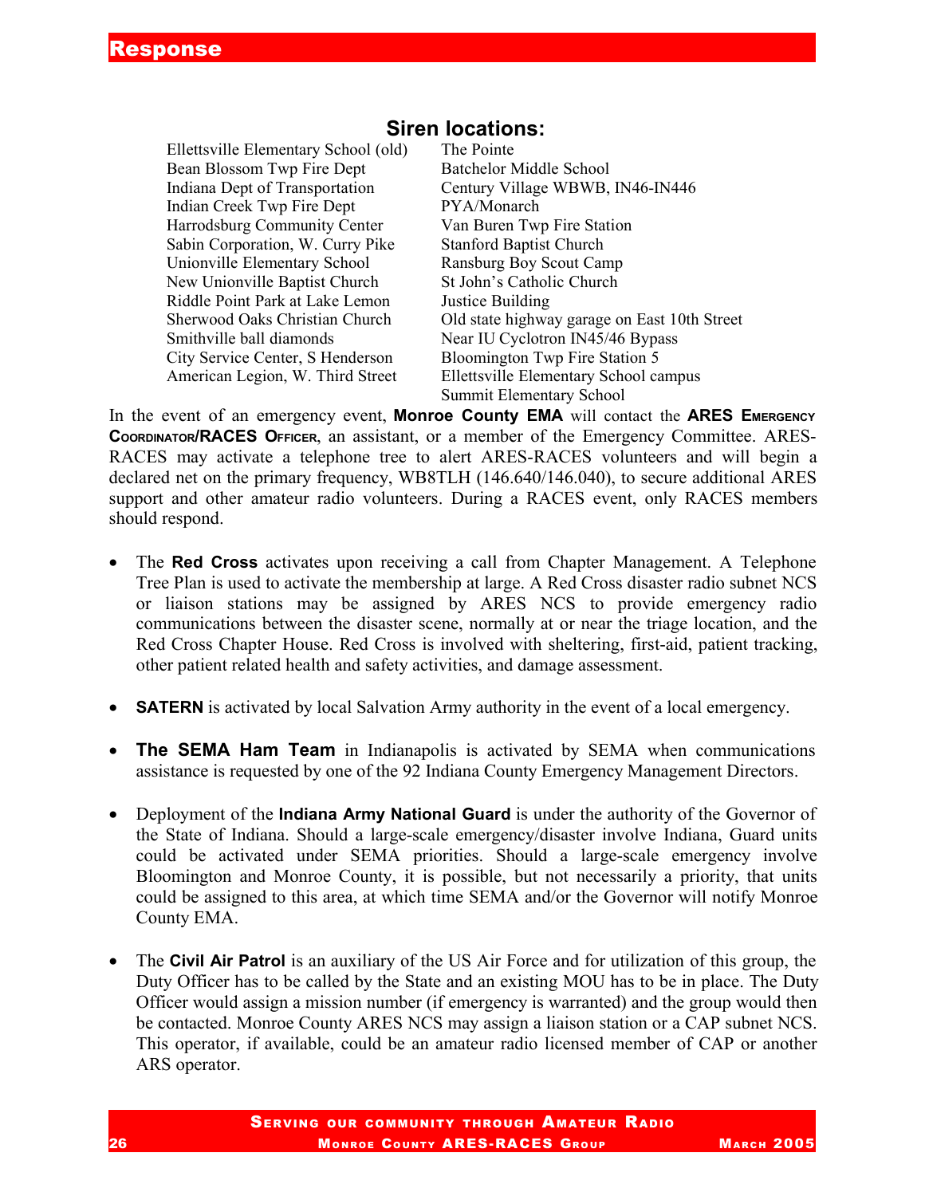# Response

## Siren locations:

| | |
|---|---|
| Ellettsville Elementary School (old) | The Pointe |
| Bean Blossom Twp Fire Dept | Batchelor Middle School |
| Indiana Dept of Transportation | Century Village WBWB, IN46-IN446 |
| Indian Creek Twp Fire Dept | PYA/Monarch |
| Harrodsburg Community Center | Van Buren Twp Fire Station |
| Sabin Corporation, W. Curry Pike | Stanford Baptist Church |
| Unionville Elementary School | Ransburg Boy Scout Camp |
| New Unionville Baptist Church | St John's Catholic Church |
| Riddle Point Park at Lake Lemon | Justice Building |
| Sherwood Oaks Christian Church | Old state highway garage on East 10th Street |
| Smithville ball diamonds | Near IU Cyclotron IN45/46 Bypass |
| City Service Center, S Henderson | Bloomington Twp Fire Station 5 |
| American Legion, W. Third Street | Ellettsville Elementary School campus |
| | Summit Elementary School |

In the event of an emergency event, **Monroe County EMA** will contact the **ARES Emergency Coordinator/RACES Officer**, an assistant, or a member of the Emergency Committee. ARES-RACES may activate a telephone tree to alert ARES-RACES volunteers and will begin a declared net on the primary frequency, WB8TLH (146.640/146.040), to secure additional ARES support and other amateur radio volunteers. During a RACES event, only RACES members should respond.

- The **Red Cross** activates upon receiving a call from Chapter Management. A Telephone Tree Plan is used to activate the membership at large. A Red Cross disaster radio subnet NCS or liaison stations may be assigned by ARES NCS to provide emergency radio communications between the disaster scene, normally at or near the triage location, and the Red Cross Chapter House. Red Cross is involved with sheltering, first-aid, patient tracking, other patient related health and safety activities, and damage assessment.

- **SATERN** is activated by local Salvation Army authority in the event of a local emergency.

- **The SEMA Ham Team** in Indianapolis is activated by SEMA when communications assistance is requested by one of the 92 Indiana County Emergency Management Directors.

- Deployment of the **Indiana Army National Guard** is under the authority of the Governor of the State of Indiana. Should a large-scale emergency/disaster involve Indiana, Guard units could be activated under SEMA priorities. Should a large-scale emergency involve Bloomington and Monroe County, it is possible, but not necessarily a priority, that units could be assigned to this area, at which time SEMA and/or the Governor will notify Monroe County EMA.

- The **Civil Air Patrol** is an auxiliary of the US Air Force and for utilization of this group, the Duty Officer has to be called by the State and an existing MOU has to be in place. The Duty Officer would assign a mission number (if emergency is warranted) and the group would then be contacted. Monroe County ARES NCS may assign a liaison station or a CAP subnet NCS. This operator, if available, could be an amateur radio licensed member of CAP or another ARS operator.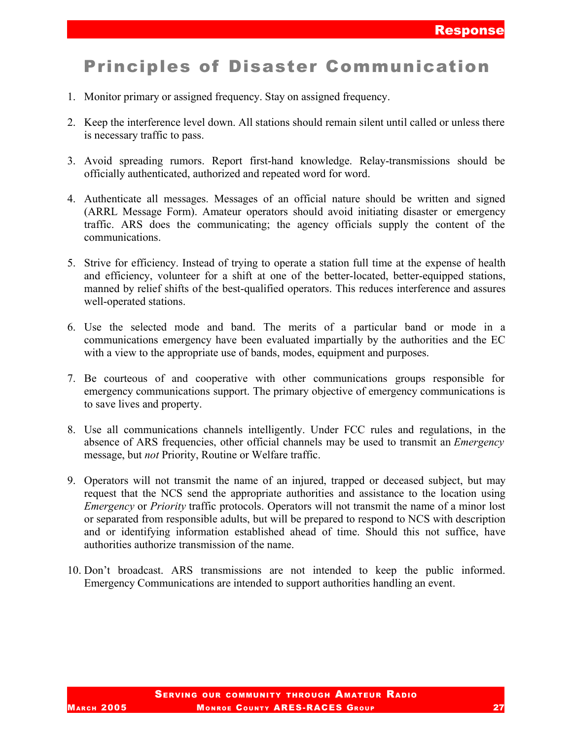# Principles of Disaster Communication

1. Monitor primary or assigned frequency. Stay on assigned frequency.

2. Keep the interference level down. All stations should remain silent until called or unless there is necessary traffic to pass.

3. Avoid spreading rumors. Report first-hand knowledge. Relay-transmissions should be officially authenticated, authorized and repeated word for word.

4. Authenticate all messages. Messages of an official nature should be written and signed (ARRL Message Form). Amateur operators should avoid initiating disaster or emergency traffic. ARS does the communicating; the agency officials supply the content of the communications.

5. Strive for efficiency. Instead of trying to operate a station full time at the expense of health and efficiency, volunteer for a shift at one of the better-located, better-equipped stations, manned by relief shifts of the best-qualified operators. This reduces interference and assures well-operated stations.

6. Use the selected mode and band. The merits of a particular band or mode in a communications emergency have been evaluated impartially by the authorities and the EC with a view to the appropriate use of bands, modes, equipment and purposes.

7. Be courteous of and cooperative with other communications groups responsible for emergency communications support. The primary objective of emergency communications is to save lives and property.

8. Use all communications channels intelligently. Under FCC rules and regulations, in the absence of ARS frequencies, other official channels may be used to transmit an *Emergency* message, but *not* Priority, Routine or Welfare traffic.

9. Operators will not transmit the name of an injured, trapped or deceased subject, but may request that the NCS send the appropriate authorities and assistance to the location using *Emergency* or *Priority* traffic protocols. Operators will not transmit the name of a minor lost or separated from responsible adults, but will be prepared to respond to NCS with description and or identifying information established ahead of time. Should this not suffice, have authorities authorize transmission of the name.

10. Don't broadcast. ARS transmissions are not intended to keep the public informed. Emergency Communications are intended to support authorities handling an event.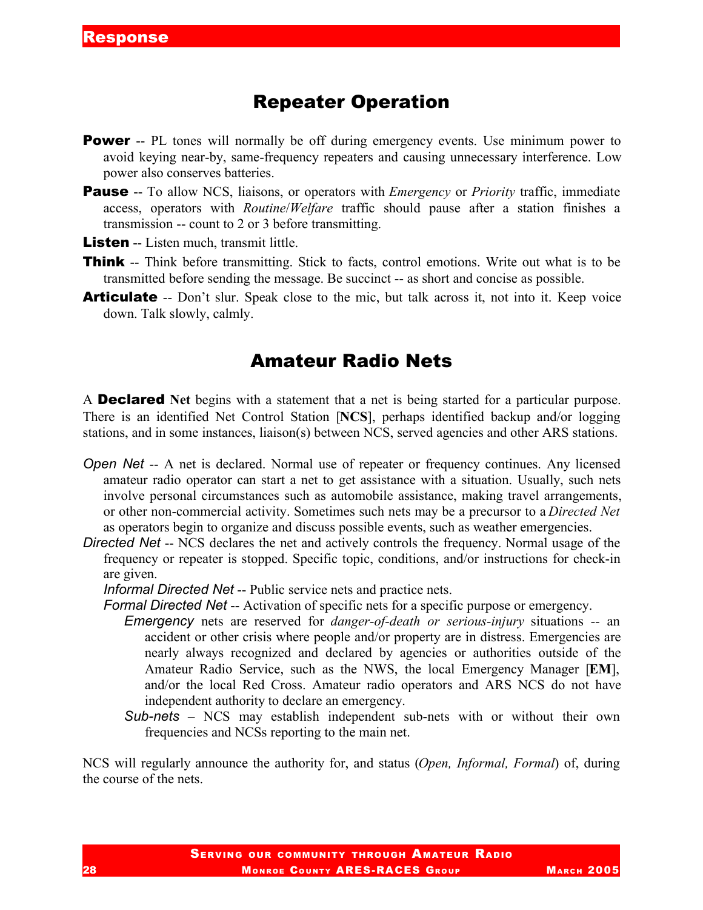## Repeater Operation

**Power** -- PL tones will normally be off during emergency events. Use minimum power to avoid keying near-by, same-frequency repeaters and causing unnecessary interference. Low power also conserves batteries.

**Pause** -- To allow NCS, liaisons, or operators with *Emergency* or *Priority* traffic, immediate access, operators with *Routine*/*Welfare* traffic should pause after a station finishes a transmission -- count to 2 or 3 before transmitting.

**Listen** -- Listen much, transmit little.

**Think** -- Think before transmitting. Stick to facts, control emotions. Write out what is to be transmitted before sending the message. Be succinct -- as short and concise as possible.

**Articulate** -- Don't slur. Speak close to the mic, but talk across it, not into it. Keep voice down. Talk slowly, calmly.

## Amateur Radio Nets

A **Declared Net** begins with a statement that a net is being started for a particular purpose. There is an identified Net Control Station [**NCS**], perhaps identified backup and/or logging stations, and in some instances, liaison(s) between NCS, served agencies and other ARS stations.

*Open Net* -- A net is declared. Normal use of repeater or frequency continues. Any licensed amateur radio operator can start a net to get assistance with a situation. Usually, such nets involve personal circumstances such as automobile assistance, making travel arrangements, or other non-commercial activity. Sometimes such nets may be a precursor to a *Directed Net* as operators begin to organize and discuss possible events, such as weather emergencies.

*Directed Net* -- NCS declares the net and actively controls the frequency. Normal usage of the frequency or repeater is stopped. Specific topic, conditions, and/or instructions for check-in are given.

- *Informal Directed Net* -- Public service nets and practice nets.
- *Formal Directed Net* -- Activation of specific nets for a specific purpose or emergency.
  - *Emergency* nets are reserved for *danger-of-death or serious-injury* situations -- an accident or other crisis where people and/or property are in distress. Emergencies are nearly always recognized and declared by agencies or authorities outside of the Amateur Radio Service, such as the NWS, the local Emergency Manager [**EM**], and/or the local Red Cross. Amateur radio operators and ARS NCS do not have independent authority to declare an emergency.
  - *Sub-nets* – NCS may establish independent sub-nets with or without their own frequencies and NCSs reporting to the main net.

NCS will regularly announce the authority for, and status (*Open, Informal, Formal*) of, during the course of the nets.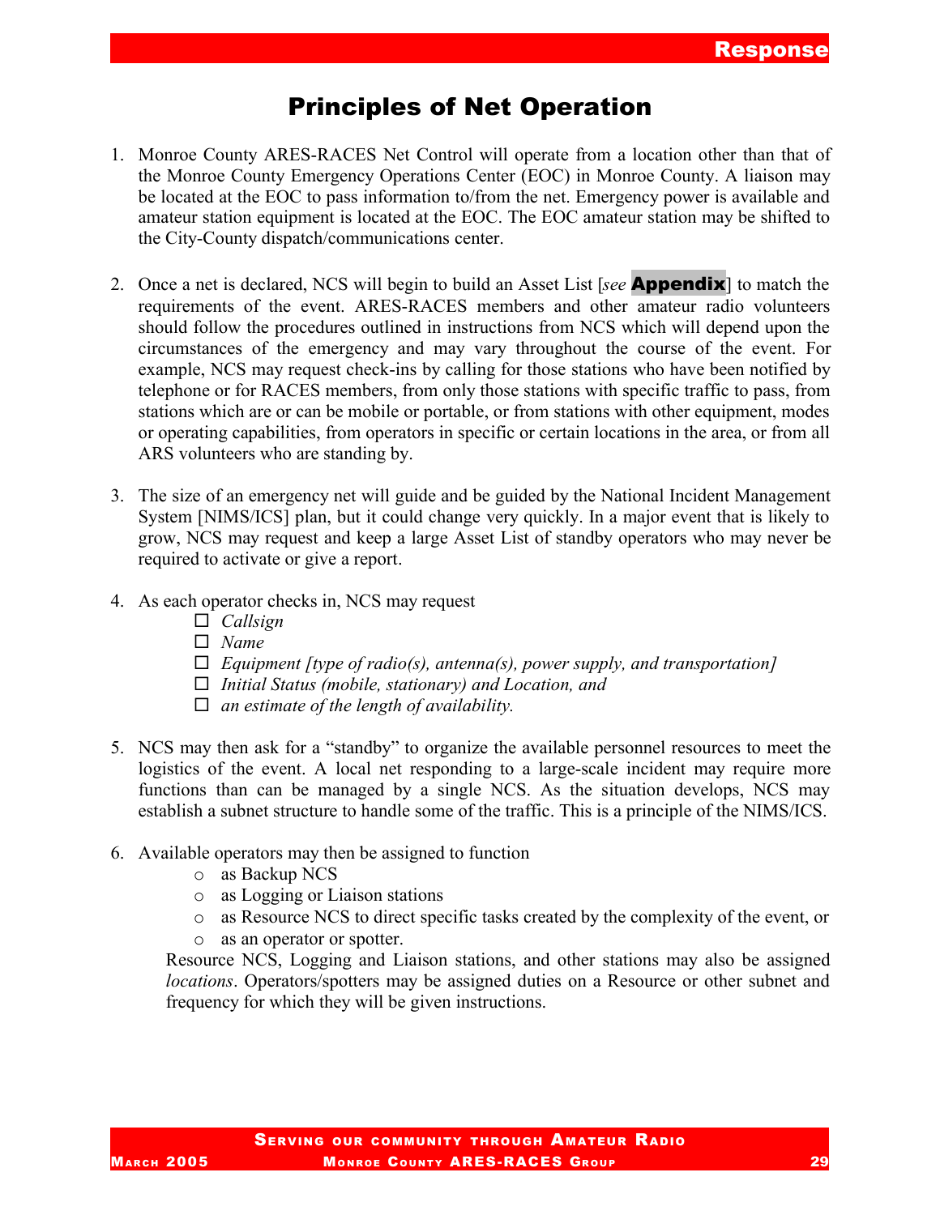# Principles of Net Operation

1. Monroe County ARES-RACES Net Control will operate from a location other than that of the Monroe County Emergency Operations Center (EOC) in Monroe County. A liaison may be located at the EOC to pass information to/from the net. Emergency power is available and amateur station equipment is located at the EOC. The EOC amateur station may be shifted to the City-County dispatch/communications center.

2. Once a net is declared, NCS will begin to build an Asset List [*see* **Appendix**] to match the requirements of the event. ARES-RACES members and other amateur radio volunteers should follow the procedures outlined in instructions from NCS which will depend upon the circumstances of the emergency and may vary throughout the course of the event. For example, NCS may request check-ins by calling for those stations who have been notified by telephone or for RACES members, from only those stations with specific traffic to pass, from stations which are or can be mobile or portable, or from stations with other equipment, modes or operating capabilities, from operators in specific or certain locations in the area, or from all ARS volunteers who are standing by.

3. The size of an emergency net will guide and be guided by the National Incident Management System [NIMS/ICS] plan, but it could change very quickly. In a major event that is likely to grow, NCS may request and keep a large Asset List of standby operators who may never be required to activate or give a report.

4. As each operator checks in, NCS may request
   - ☐ *Callsign*
   - ☐ *Name*
   - ☐ *Equipment [type of radio(s), antenna(s), power supply, and transportation]*
   - ☐ *Initial Status (mobile, stationary) and Location, and*
   - ☐ *an estimate of the length of availability.*

5. NCS may then ask for a "standby" to organize the available personnel resources to meet the logistics of the event. A local net responding to a large-scale incident may require more functions than can be managed by a single NCS. As the situation develops, NCS may establish a subnet structure to handle some of the traffic. This is a principle of the NIMS/ICS.

6. Available operators may then be assigned to function
   - as Backup NCS
   - as Logging or Liaison stations
   - as Resource NCS to direct specific tasks created by the complexity of the event, or
   - as an operator or spotter.

   Resource NCS, Logging and Liaison stations, and other stations may also be assigned *locations*. Operators/spotters may be assigned duties on a Resource or other subnet and frequency for which they will be given instructions.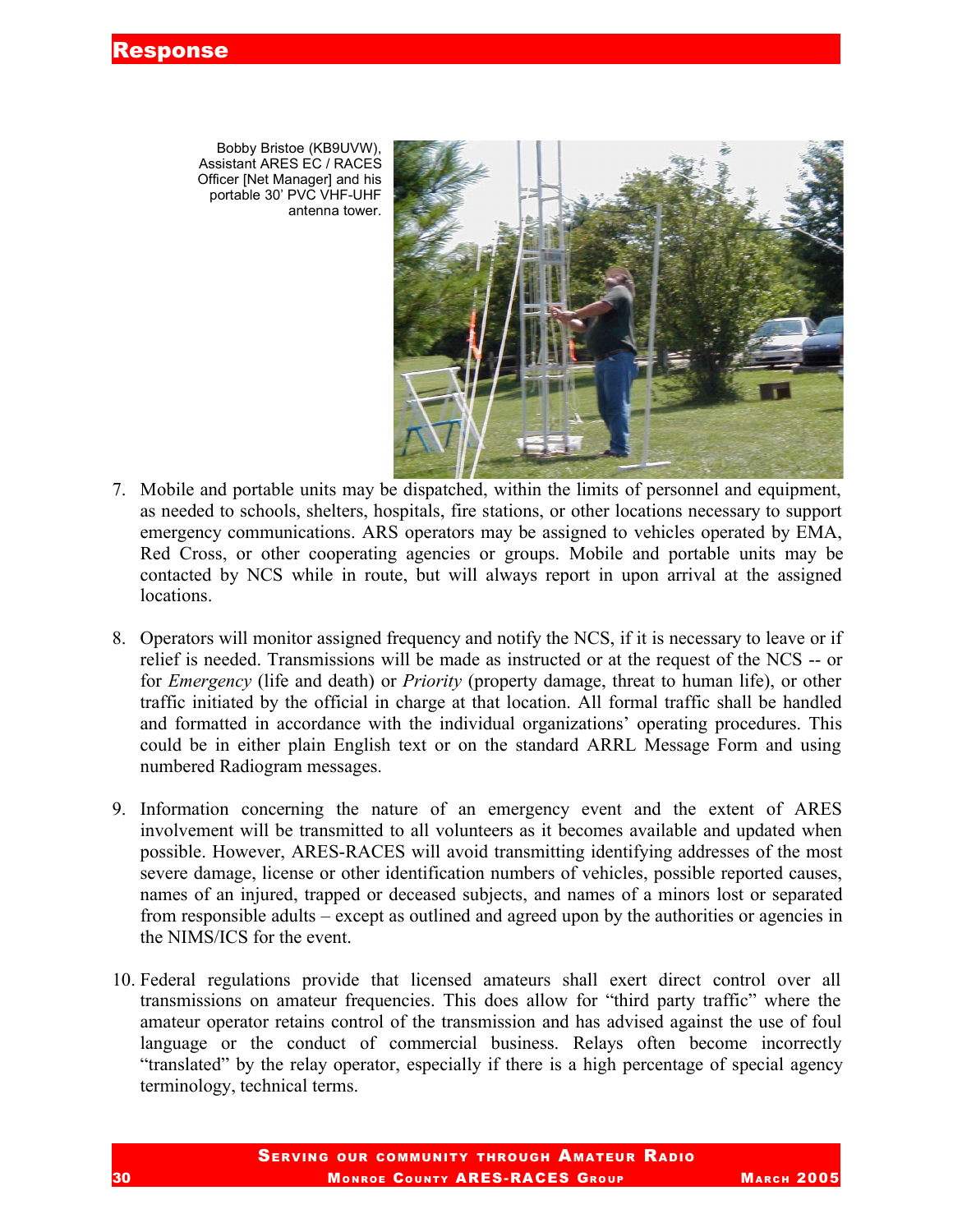# Response

Bobby Bristoe (KB9UVW), Assistant ARES EC / RACES Officer [Net Manager] and his portable 30' PVC VHF-UHF antenna tower.

7. Mobile and portable units may be dispatched, within the limits of personnel and equipment, as needed to schools, shelters, hospitals, fire stations, or other locations necessary to support emergency communications. ARS operators may be assigned to vehicles operated by EMA, Red Cross, or other cooperating agencies or groups. Mobile and portable units may be contacted by NCS while in route, but will always report in upon arrival at the assigned locations.

8. Operators will monitor assigned frequency and notify the NCS, if it is necessary to leave or if relief is needed. Transmissions will be made as instructed or at the request of the NCS -- or for *Emergency* (life and death) or *Priority* (property damage, threat to human life), or other traffic initiated by the official in charge at that location. All formal traffic shall be handled and formatted in accordance with the individual organizations' operating procedures. This could be in either plain English text or on the standard ARRL Message Form and using numbered Radiogram messages.

9. Information concerning the nature of an emergency event and the extent of ARES involvement will be transmitted to all volunteers as it becomes available and updated when possible. However, ARES-RACES will avoid transmitting identifying addresses of the most severe damage, license or other identification numbers of vehicles, possible reported causes, names of an injured, trapped or deceased subjects, and names of a minors lost or separated from responsible adults – except as outlined and agreed upon by the authorities or agencies in the NIMS/ICS for the event.

10. Federal regulations provide that licensed amateurs shall exert direct control over all transmissions on amateur frequencies. This does allow for "third party traffic" where the amateur operator retains control of the transmission and has advised against the use of foul language or the conduct of commercial business. Relays often become incorrectly "translated" by the relay operator, especially if there is a high percentage of special agency terminology, technical terms.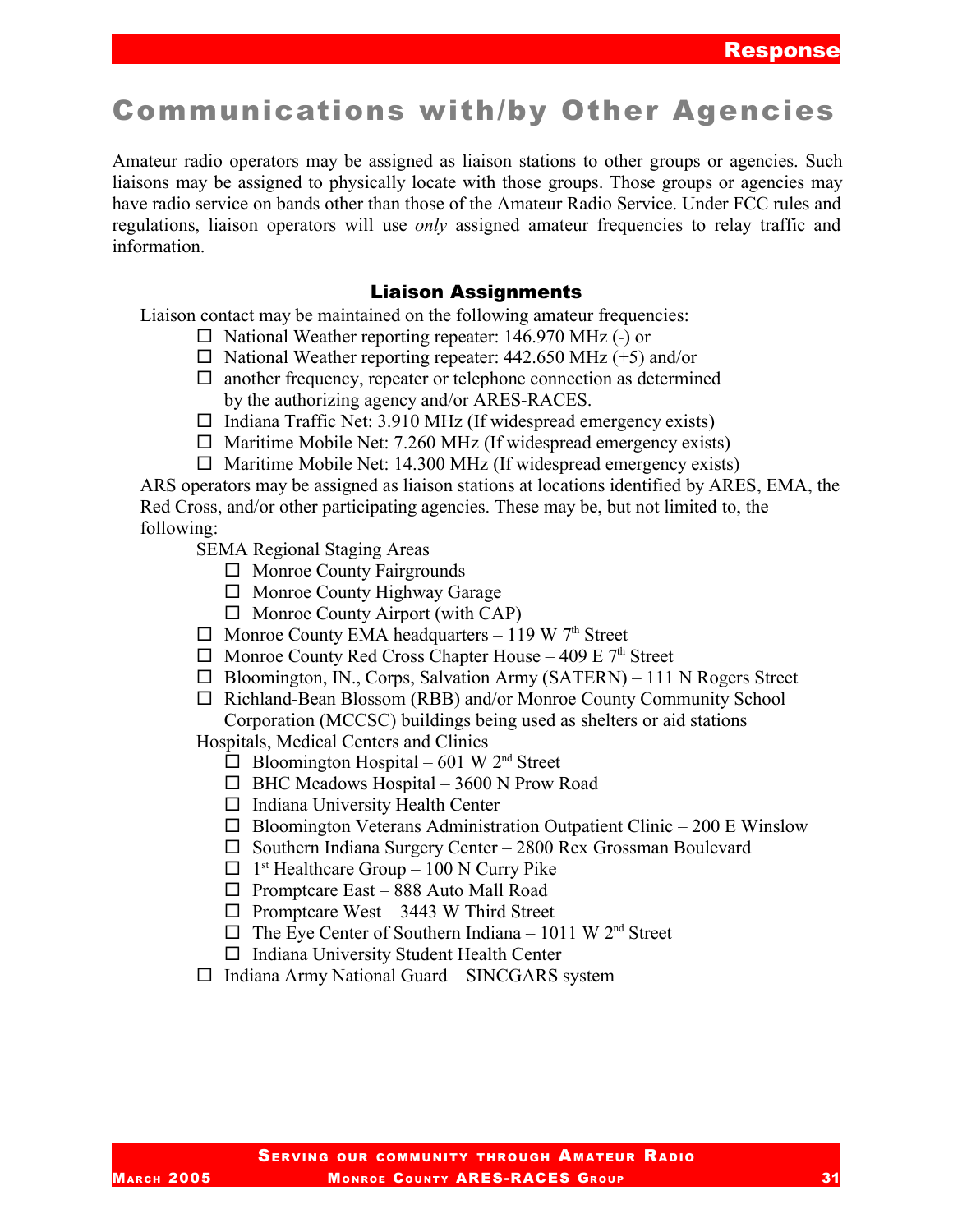# Communications with/by Other Agencies

Amateur radio operators may be assigned as liaison stations to other groups or agencies. Such liaisons may be assigned to physically locate with those groups. Those groups or agencies may have radio service on bands other than those of the Amateur Radio Service. Under FCC rules and regulations, liaison operators will use *only* assigned amateur frequencies to relay traffic and information.

### Liaison Assignments

Liaison contact may be maintained on the following amateur frequencies:

- ☐ National Weather reporting repeater: 146.970 MHz (-) or
- ☐ National Weather reporting repeater: 442.650 MHz (+5) and/or
- ☐ another frequency, repeater or telephone connection as determined by the authorizing agency and/or ARES-RACES.
- ☐ Indiana Traffic Net: 3.910 MHz (If widespread emergency exists)
- ☐ Maritime Mobile Net: 7.260 MHz (If widespread emergency exists)
- ☐ Maritime Mobile Net: 14.300 MHz (If widespread emergency exists)

ARS operators may be assigned as liaison stations at locations identified by ARES, EMA, the Red Cross, and/or other participating agencies. These may be, but not limited to, the following:

SEMA Regional Staging Areas

- ☐ Monroe County Fairgrounds
- ☐ Monroe County Highway Garage
- ☐ Monroe County Airport (with CAP)

- ☐ Monroe County EMA headquarters – 119 W 7th Street
- ☐ Monroe County Red Cross Chapter House – 409 E 7th Street
- ☐ Bloomington, IN., Corps, Salvation Army (SATERN) – 111 N Rogers Street
- ☐ Richland-Bean Blossom (RBB) and/or Monroe County Community School Corporation (MCCSC) buildings being used as shelters or aid stations

Hospitals, Medical Centers and Clinics

- ☐ Bloomington Hospital – 601 W 2nd Street
- ☐ BHC Meadows Hospital – 3600 N Prow Road
- ☐ Indiana University Health Center
- ☐ Bloomington Veterans Administration Outpatient Clinic – 200 E Winslow
- ☐ Southern Indiana Surgery Center – 2800 Rex Grossman Boulevard
- ☐ 1st Healthcare Group – 100 N Curry Pike
- ☐ Promptcare East – 888 Auto Mall Road
- ☐ Promptcare West – 3443 W Third Street
- ☐ The Eye Center of Southern Indiana – 1011 W 2nd Street
- ☐ Indiana University Student Health Center

- ☐ Indiana Army National Guard – SINCGARS system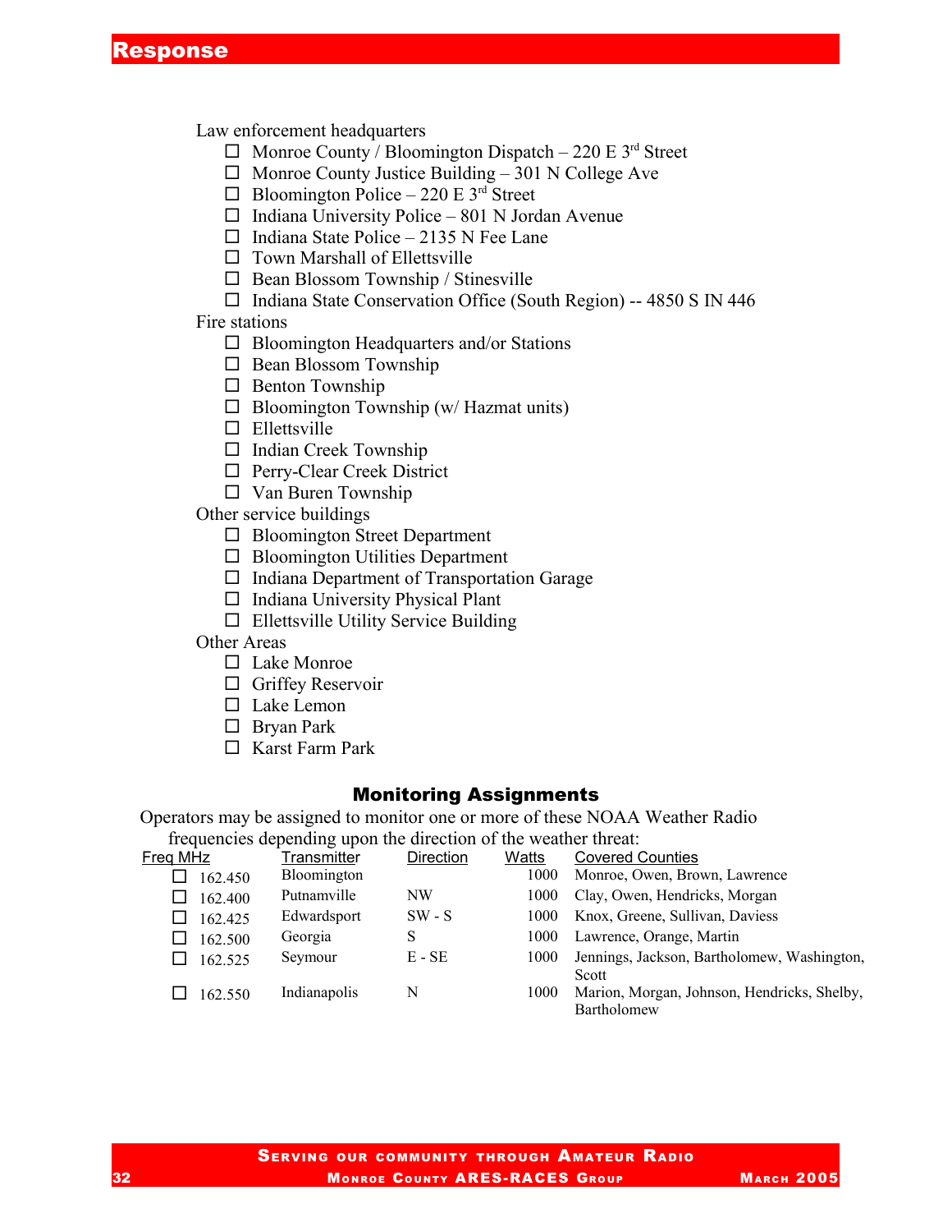## Response

Law enforcement headquarters

- ☐ Monroe County / Bloomington Dispatch – 220 E 3rd Street
- ☐ Monroe County Justice Building – 301 N College Ave
- ☐ Bloomington Police – 220 E 3rd Street
- ☐ Indiana University Police – 801 N Jordan Avenue
- ☐ Indiana State Police – 2135 N Fee Lane
- ☐ Town Marshall of Ellettsville
- ☐ Bean Blossom Township / Stinesville
- ☐ Indiana State Conservation Office (South Region) -- 4850 S IN 446

Fire stations

- ☐ Bloomington Headquarters and/or Stations
- ☐ Bean Blossom Township
- ☐ Benton Township
- ☐ Bloomington Township (w/ Hazmat units)
- ☐ Ellettsville
- ☐ Indian Creek Township
- ☐ Perry-Clear Creek District
- ☐ Van Buren Township

Other service buildings

- ☐ Bloomington Street Department
- ☐ Bloomington Utilities Department
- ☐ Indiana Department of Transportation Garage
- ☐ Indiana University Physical Plant
- ☐ Ellettsville Utility Service Building

Other Areas

- ☐ Lake Monroe
- ☐ Griffey Reservoir
- ☐ Lake Lemon
- ☐ Bryan Park
- ☐ Karst Farm Park

### Monitoring Assignments

Operators may be assigned to monitor one or more of these NOAA Weather Radio frequencies depending upon the direction of the weather threat:

| Freq MHz | Transmitter | Direction | Watts | Covered Counties |
|---|---|---|---|---|
| ☐ 162.450 | Bloomington | | 1000 | Monroe, Owen, Brown, Lawrence |
| ☐ 162.400 | Putnamville | NW | 1000 | Clay, Owen, Hendricks, Morgan |
| ☐ 162.425 | Edwardsport | SW - S | 1000 | Knox, Greene, Sullivan, Daviess |
| ☐ 162.500 | Georgia | S | 1000 | Lawrence, Orange, Martin |
| ☐ 162.525 | Seymour | E - SE | 1000 | Jennings, Jackson, Bartholomew, Washington, Scott |
| ☐ 162.550 | Indianapolis | N | 1000 | Marion, Morgan, Johnson, Hendricks, Shelby, Bartholomew |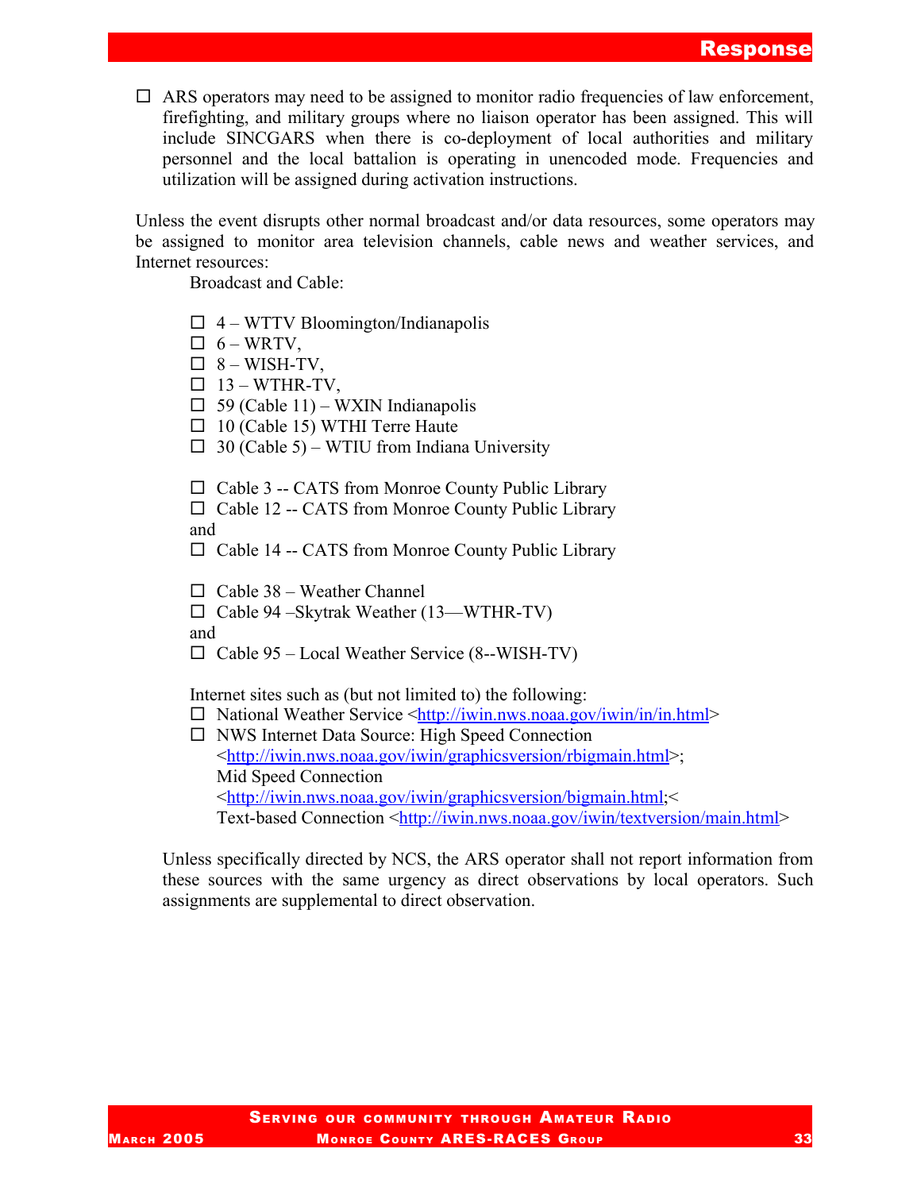- ☐ ARS operators may need to be assigned to monitor radio frequencies of law enforcement, firefighting, and military groups where no liaison operator has been assigned. This will include SINCGARS when there is co-deployment of local authorities and military personnel and the local battalion is operating in unencoded mode. Frequencies and utilization will be assigned during activation instructions.

Unless the event disrupts other normal broadcast and/or data resources, some operators may be assigned to monitor area television channels, cable news and weather services, and Internet resources:

Broadcast and Cable:

- ☐ 4 – WTTV Bloomington/Indianapolis
- ☐ 6 – WRTV,
- ☐ 8 – WISH-TV,
- ☐ 13 – WTHR-TV,
- ☐ 59 (Cable 11) – WXIN Indianapolis
- ☐ 10 (Cable 15) WTHI Terre Haute
- ☐ 30 (Cable 5) – WTIU from Indiana University

- ☐ Cable 3 -- CATS from Monroe County Public Library
- ☐ Cable 12 -- CATS from Monroe County Public Library

and

- ☐ Cable 14 -- CATS from Monroe County Public Library

- ☐ Cable 38 – Weather Channel
- ☐ Cable 94 –Skytrak Weather (13—WTHR-TV)

and

- ☐ Cable 95 – Local Weather Service (8--WISH-TV)

Internet sites such as (but not limited to) the following:

- ☐ National Weather Service <http://iwin.nws.noaa.gov/iwin/in/in.html>
- ☐ NWS Internet Data Source: High Speed Connection <http://iwin.nws.noaa.gov/iwin/graphicsversion/rbigmain.html>; Mid Speed Connection <http://iwin.nws.noaa.gov/iwin/graphicsversion/bigmain.html;< Text-based Connection <http://iwin.nws.noaa.gov/iwin/textversion/main.html>

Unless specifically directed by NCS, the ARS operator shall not report information from these sources with the same urgency as direct observations by local operators. Such assignments are supplemental to direct observation.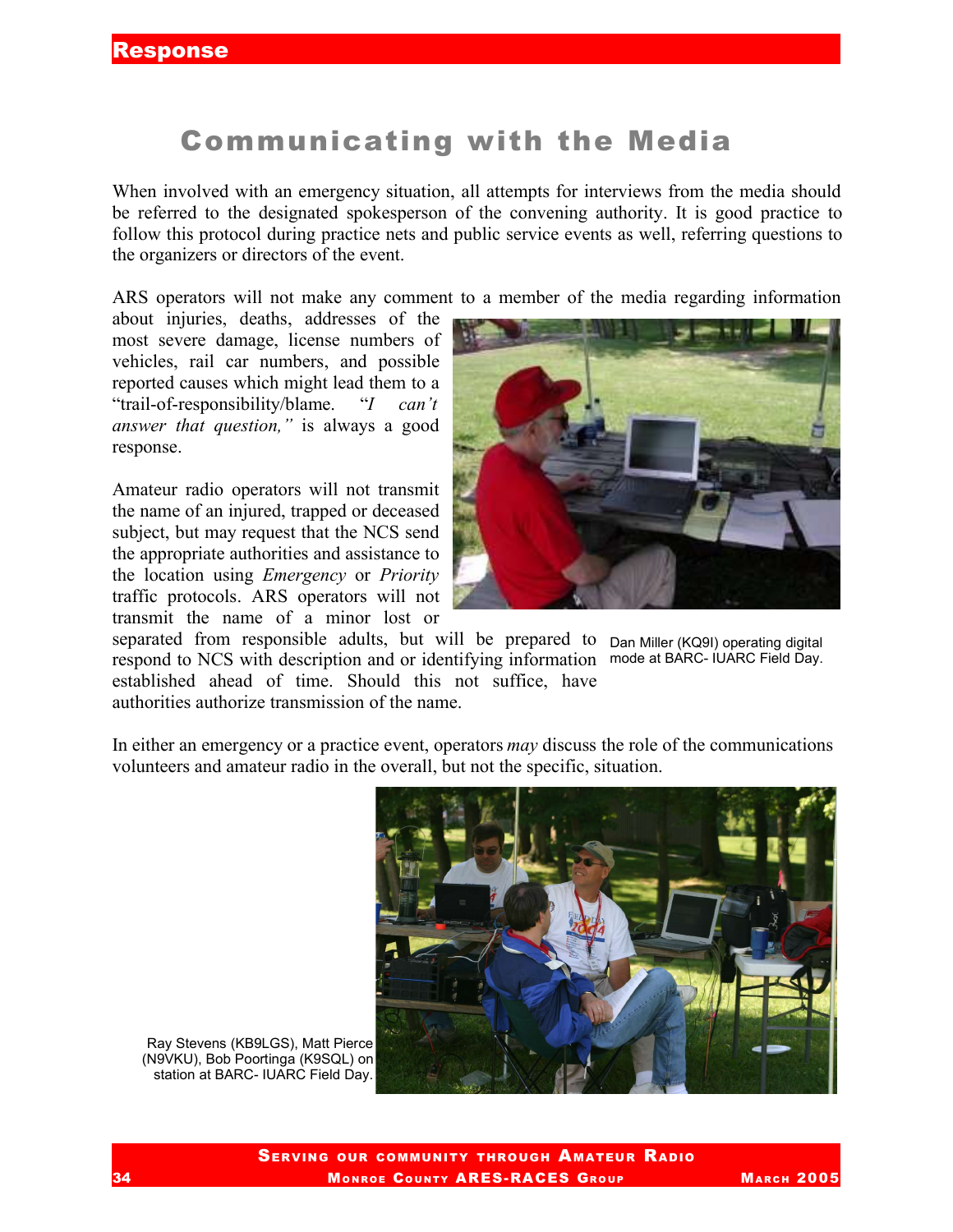# Communicating with the Media

When involved with an emergency situation, all attempts for interviews from the media should be referred to the designated spokesperson of the convening authority. It is good practice to follow this protocol during practice nets and public service events as well, referring questions to the organizers or directors of the event.

ARS operators will not make any comment to a member of the media regarding information about injuries, deaths, addresses of the most severe damage, license numbers of vehicles, rail car numbers, and possible reported causes which might lead them to a "trail-of-responsibility/blame. "*I can't answer that question,"* is always a good response.

Amateur radio operators will not transmit the name of an injured, trapped or deceased subject, but may request that the NCS send the appropriate authorities and assistance to the location using *Emergency* or *Priority* traffic protocols. ARS operators will not transmit the name of a minor lost or separated from responsible adults, but will be prepared to respond to NCS with description and or identifying information established ahead of time. Should this not suffice, have authorities authorize transmission of the name.

Dan Miller (KQ9I) operating digital mode at BARC- IUARC Field Day.

In either an emergency or a practice event, operators *may* discuss the role of the communications volunteers and amateur radio in the overall, but not the specific, situation.

Ray Stevens (KB9LGS), Matt Pierce (N9VKU), Bob Poortinga (K9SQL) on station at BARC- IUARC Field Day.